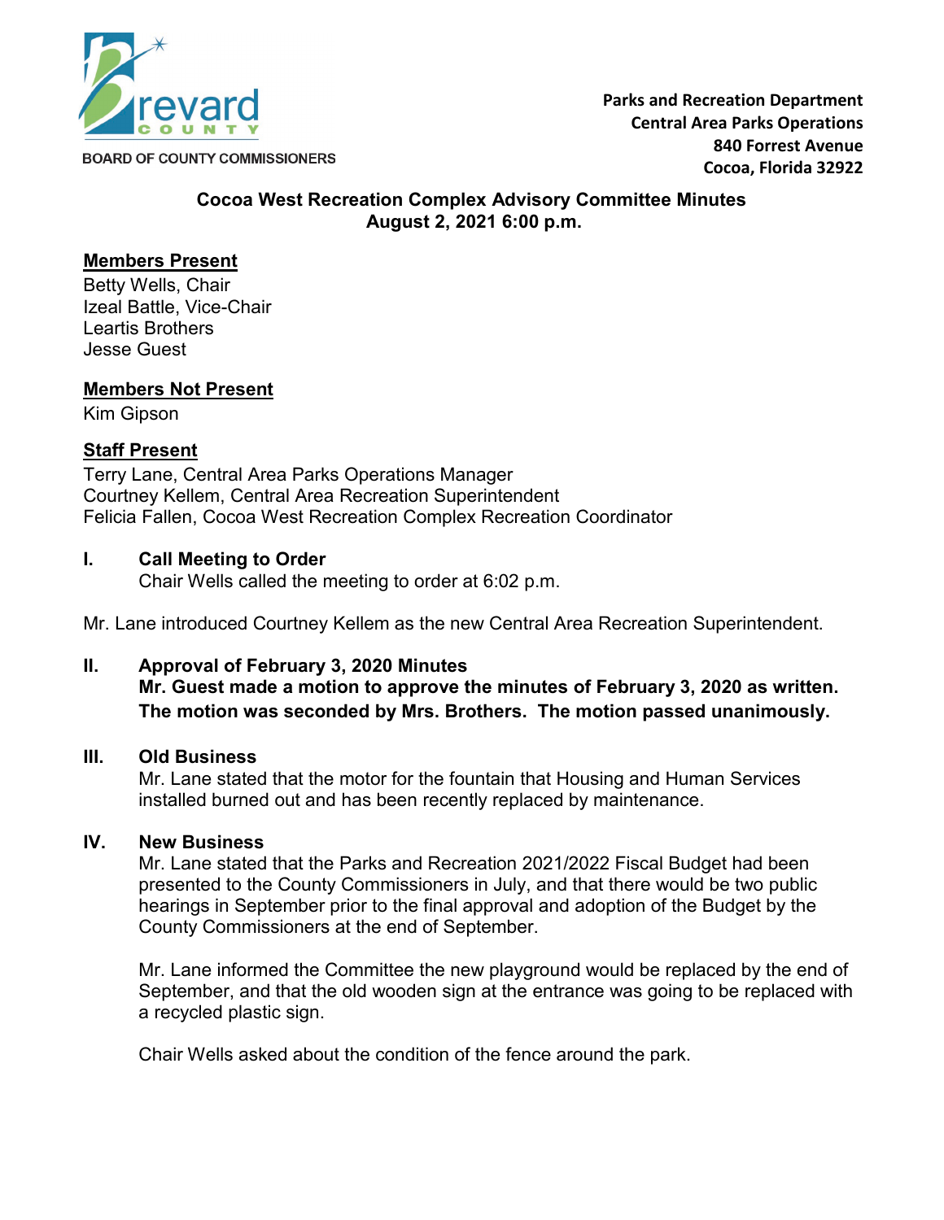BOARD OF COUNTY COMMISSIONERS

**Parks and Recreation Department**
**Central Area Parks Operations**
**840 Forrest Avenue**
**Cocoa, Florida 32922**

# Cocoa West Recreation Complex Advisory Committee Minutes
## August 2, 2021 6:00 p.m.

**Members Present**

Betty Wells, Chair
Izeal Battle, Vice-Chair
Leartis Brothers
Jesse Guest

**Members Not Present**

Kim Gipson

**Staff Present**

Terry Lane, Central Area Parks Operations Manager
Courtney Kellem, Central Area Recreation Superintendent
Felicia Fallen, Cocoa West Recreation Complex Recreation Coordinator

**I. Call Meeting to Order**

Chair Wells called the meeting to order at 6:02 p.m.

Mr. Lane introduced Courtney Kellem as the new Central Area Recreation Superintendent.

**II. Approval of February 3, 2020 Minutes**

**Mr. Guest made a motion to approve the minutes of February 3, 2020 as written. The motion was seconded by Mrs. Brothers. The motion passed unanimously.**

**III. Old Business**

Mr. Lane stated that the motor for the fountain that Housing and Human Services installed burned out and has been recently replaced by maintenance.

**IV. New Business**

Mr. Lane stated that the Parks and Recreation 2021/2022 Fiscal Budget had been presented to the County Commissioners in July, and that there would be two public hearings in September prior to the final approval and adoption of the Budget by the County Commissioners at the end of September.

Mr. Lane informed the Committee the new playground would be replaced by the end of September, and that the old wooden sign at the entrance was going to be replaced with a recycled plastic sign.

Chair Wells asked about the condition of the fence around the park.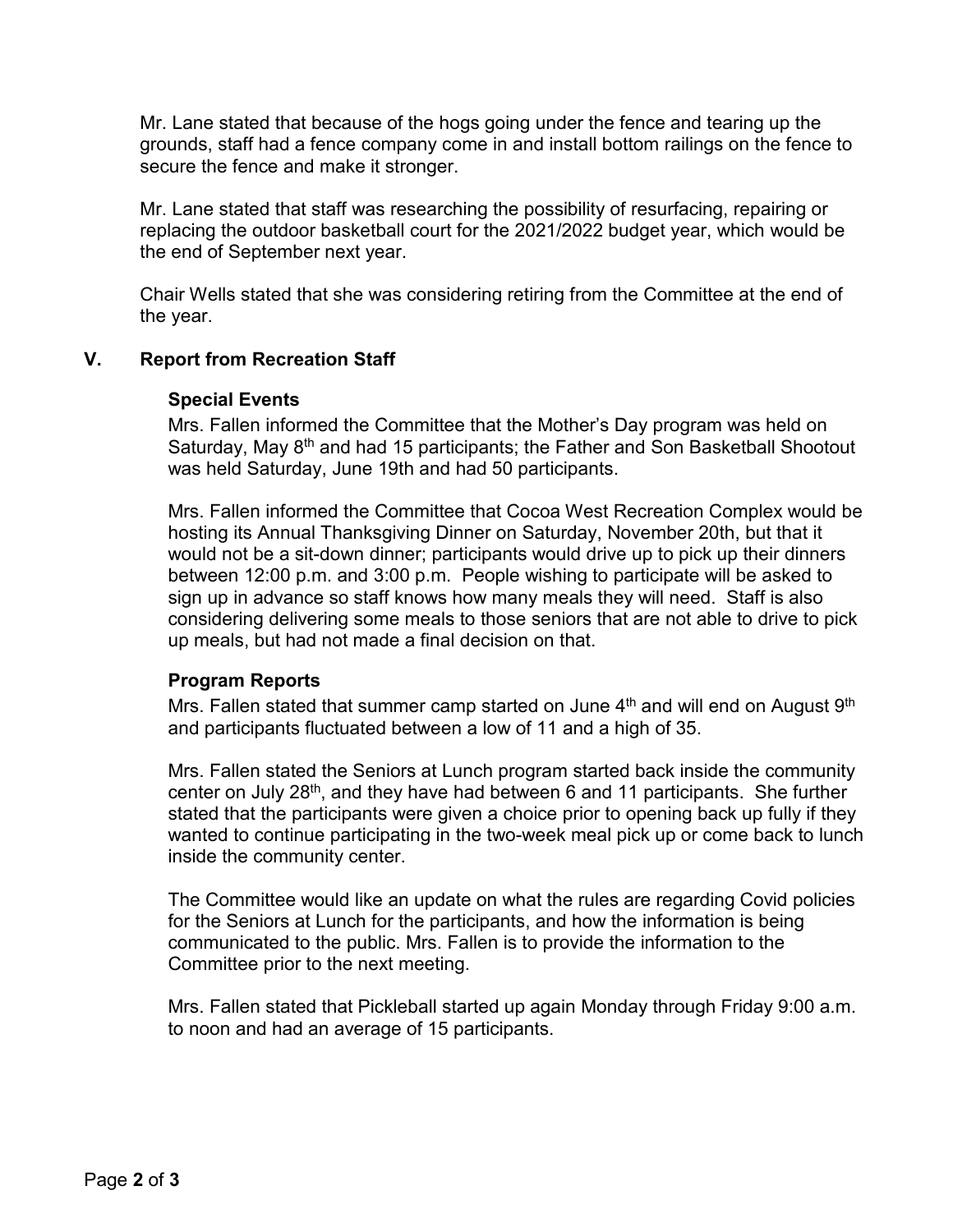Mr. Lane stated that because of the hogs going under the fence and tearing up the grounds, staff had a fence company come in and install bottom railings on the fence to secure the fence and make it stronger.

Mr. Lane stated that staff was researching the possibility of resurfacing, repairing or replacing the outdoor basketball court for the 2021/2022 budget year, which would be the end of September next year.

Chair Wells stated that she was considering retiring from the Committee at the end of the year.

## V. Report from Recreation Staff

### Special Events

Mrs. Fallen informed the Committee that the Mother's Day program was held on Saturday, May 8th and had 15 participants; the Father and Son Basketball Shootout was held Saturday, June 19th and had 50 participants.

Mrs. Fallen informed the Committee that Cocoa West Recreation Complex would be hosting its Annual Thanksgiving Dinner on Saturday, November 20th, but that it would not be a sit-down dinner; participants would drive up to pick up their dinners between 12:00 p.m. and 3:00 p.m. People wishing to participate will be asked to sign up in advance so staff knows how many meals they will need. Staff is also considering delivering some meals to those seniors that are not able to drive to pick up meals, but had not made a final decision on that.

### Program Reports

Mrs. Fallen stated that summer camp started on June 4th and will end on August 9th and participants fluctuated between a low of 11 and a high of 35.

Mrs. Fallen stated the Seniors at Lunch program started back inside the community center on July 28th, and they have had between 6 and 11 participants. She further stated that the participants were given a choice prior to opening back up fully if they wanted to continue participating in the two-week meal pick up or come back to lunch inside the community center.

The Committee would like an update on what the rules are regarding Covid policies for the Seniors at Lunch for the participants, and how the information is being communicated to the public. Mrs. Fallen is to provide the information to the Committee prior to the next meeting.

Mrs. Fallen stated that Pickleball started up again Monday through Friday 9:00 a.m. to noon and had an average of 15 participants.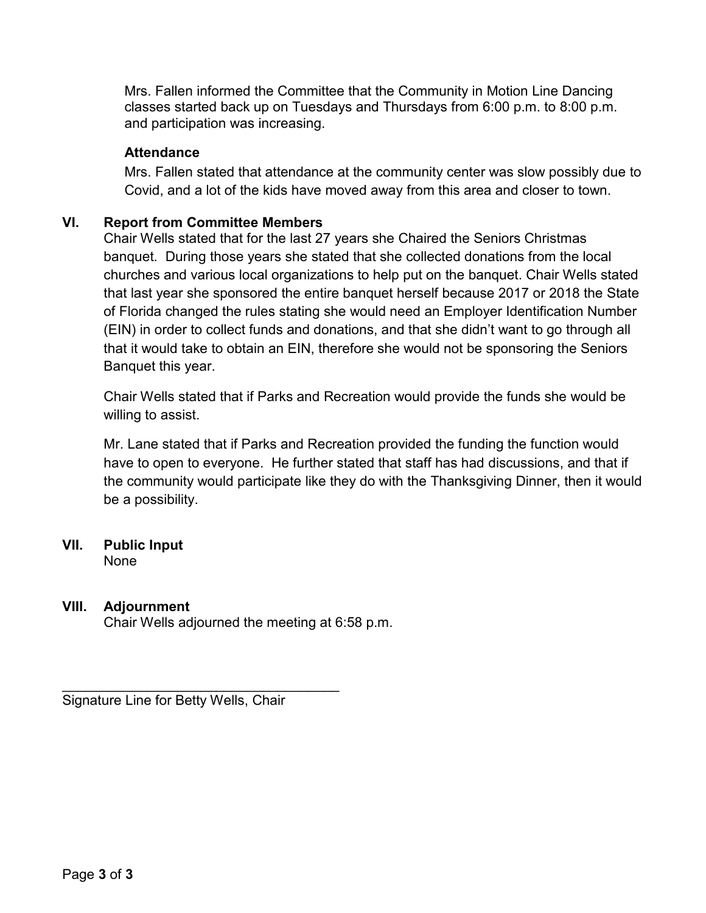Mrs. Fallen informed the Committee that the Community in Motion Line Dancing classes started back up on Tuesdays and Thursdays from 6:00 p.m. to 8:00 p.m. and participation was increasing.

### Attendance

Mrs. Fallen stated that attendance at the community center was slow possibly due to Covid, and a lot of the kids have moved away from this area and closer to town.

## VI. Report from Committee Members

Chair Wells stated that for the last 27 years she Chaired the Seniors Christmas banquet. During those years she stated that she collected donations from the local churches and various local organizations to help put on the banquet. Chair Wells stated that last year she sponsored the entire banquet herself because 2017 or 2018 the State of Florida changed the rules stating she would need an Employer Identification Number (EIN) in order to collect funds and donations, and that she didn't want to go through all that it would take to obtain an EIN, therefore she would not be sponsoring the Seniors Banquet this year.

Chair Wells stated that if Parks and Recreation would provide the funds she would be willing to assist.

Mr. Lane stated that if Parks and Recreation provided the funding the function would have to open to everyone. He further stated that staff has had discussions, and that if the community would participate like they do with the Thanksgiving Dinner, then it would be a possibility.

## VII. Public Input

None

## VIII. Adjournment

Chair Wells adjourned the meeting at 6:58 p.m.

_____________________________________

Signature Line for Betty Wells, Chair